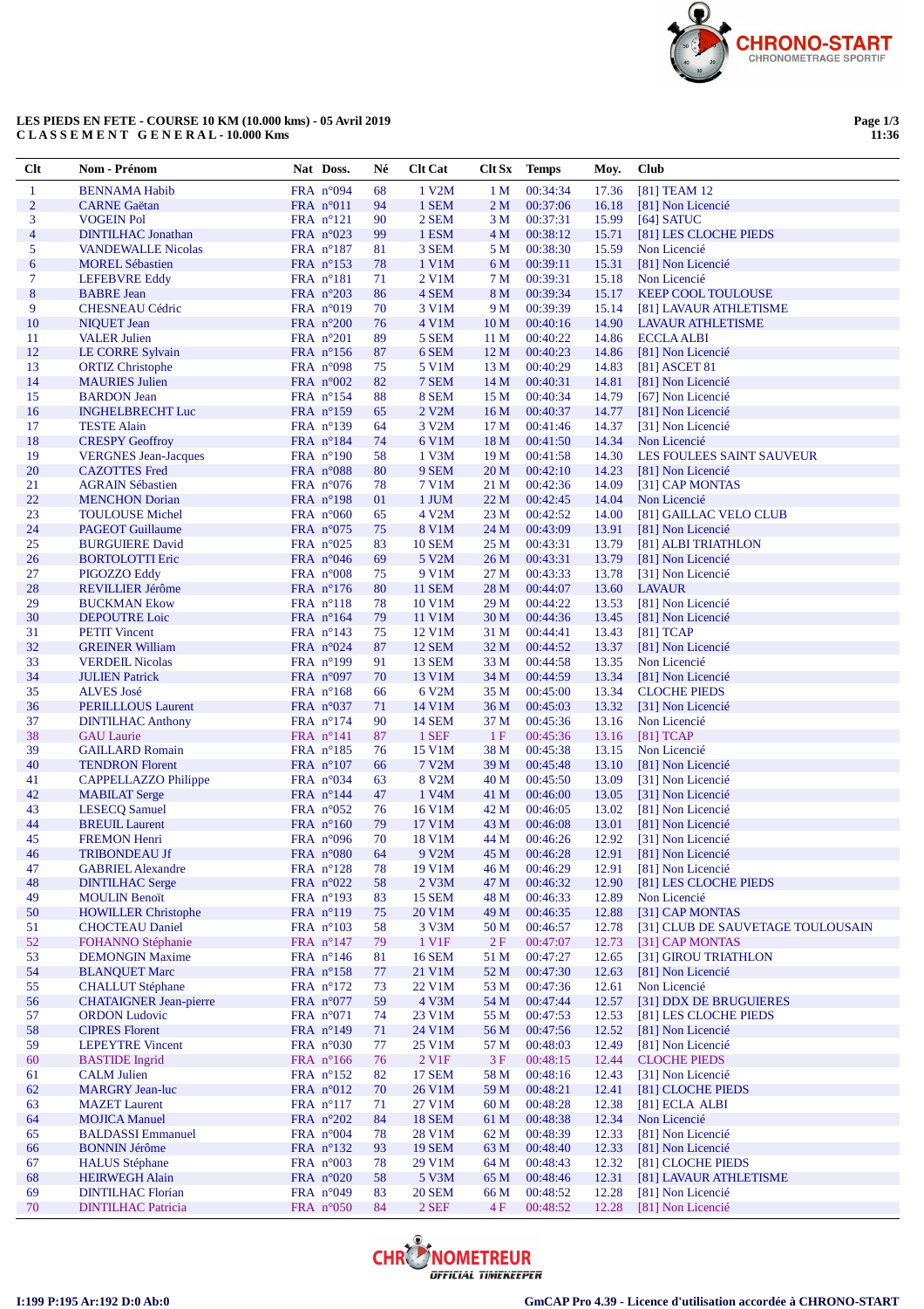**LES PIEDS EN FETE - COURSE 10 KM (10.000 kms) - 05 Avril 2019**
**C L A S S E M E N T G E N E R A L - 10.000 Kms**

**Page 1/3**
**11:36**

| Clt | Nom - Prénom | Nat | Doss. | Né | Clt Cat | Clt Sx | Temps | Moy. | Club |
|---|---|---|---|---|---|---|---|---|---|
| 1 | BENNAMA Habib | FRA | n°094 | 68 | 1 V2M | 1 M | 00:34:34 | 17.36 | [81] TEAM 12 |
| 2 | CARNE Gaëtan | FRA | n°011 | 94 | 1 SEM | 2 M | 00:37:06 | 16.18 | [81] Non Licencié |
| 3 | VOGEIN Pol | FRA | n°121 | 90 | 2 SEM | 3 M | 00:37:31 | 15.99 | [64] SATUC |
| 4 | DINTILHAC Jonathan | FRA | n°023 | 99 | 1 ESM | 4 M | 00:38:12 | 15.71 | [81] LES CLOCHE PIEDS |
| 5 | VANDEWALLE Nicolas | FRA | n°187 | 81 | 3 SEM | 5 M | 00:38:30 | 15.59 | Non Licencié |
| 6 | MOREL Sébastien | FRA | n°153 | 78 | 1 V1M | 6 M | 00:39:11 | 15.31 | [81] Non Licencié |
| 7 | LEFEBVRE Eddy | FRA | n°181 | 71 | 2 V1M | 7 M | 00:39:31 | 15.18 | Non Licencié |
| 8 | BABRE Jean | FRA | n°203 | 86 | 4 SEM | 8 M | 00:39:34 | 15.17 | KEEP COOL TOULOUSE |
| 9 | CHESNEAU Cédric | FRA | n°019 | 70 | 3 V1M | 9 M | 00:39:39 | 15.14 | [81] LAVAUR ATHLETISME |
| 10 | NIQUET Jean | FRA | n°200 | 76 | 4 V1M | 10 M | 00:40:16 | 14.90 | LAVAUR ATHLETISME |
| 11 | VALER Julien | FRA | n°201 | 89 | 5 SEM | 11 M | 00:40:22 | 14.86 | ECCLA ALBI |
| 12 | LE CORRE Sylvain | FRA | n°156 | 87 | 6 SEM | 12 M | 00:40:23 | 14.86 | [81] Non Licencié |
| 13 | ORTIZ Christophe | FRA | n°098 | 75 | 5 V1M | 13 M | 00:40:29 | 14.83 | [81] ASCET 81 |
| 14 | MAURIES Julien | FRA | n°002 | 82 | 7 SEM | 14 M | 00:40:31 | 14.81 | [81] Non Licencié |
| 15 | BARDON Jean | FRA | n°154 | 88 | 8 SEM | 15 M | 00:40:34 | 14.79 | [67] Non Licencié |
| 16 | INGHELBRECHT Luc | FRA | n°159 | 65 | 2 V2M | 16 M | 00:40:37 | 14.77 | [81] Non Licencié |
| 17 | TESTE Alain | FRA | n°139 | 64 | 3 V2M | 17 M | 00:41:46 | 14.37 | [31] Non Licencié |
| 18 | CRESPY Geoffroy | FRA | n°184 | 74 | 6 V1M | 18 M | 00:41:50 | 14.34 | Non Licencié |
| 19 | VERGNES Jean-Jacques | FRA | n°190 | 58 | 1 V3M | 19 M | 00:41:58 | 14.30 | LES FOULEES SAINT SAUVEUR |
| 20 | CAZOTTES Fred | FRA | n°088 | 80 | 9 SEM | 20 M | 00:42:10 | 14.23 | [81] Non Licencié |
| 21 | AGRAIN Sébastien | FRA | n°076 | 78 | 7 V1M | 21 M | 00:42:36 | 14.09 | [31] CAP MONTAS |
| 22 | MENCHON Dorian | FRA | n°198 | 01 | 1 JUM | 22 M | 00:42:45 | 14.04 | Non Licencié |
| 23 | TOULOUSE Michel | FRA | n°060 | 65 | 4 V2M | 23 M | 00:42:52 | 14.00 | [81] GAILLAC VELO CLUB |
| 24 | PAGEOT Guillaume | FRA | n°075 | 75 | 8 V1M | 24 M | 00:43:09 | 13.91 | [81] Non Licencié |
| 25 | BURGUIERE David | FRA | n°025 | 83 | 10 SEM | 25 M | 00:43:31 | 13.79 | [81] ALBI TRIATHLON |
| 26 | BORTOLOTTI Eric | FRA | n°046 | 69 | 5 V2M | 26 M | 00:43:31 | 13.79 | [81] Non Licencié |
| 27 | PIGOZZO Eddy | FRA | n°008 | 75 | 9 V1M | 27 M | 00:43:33 | 13.78 | [31] Non Licencié |
| 28 | REVILLIER Jérôme | FRA | n°176 | 80 | 11 SEM | 28 M | 00:44:07 | 13.60 | LAVAUR |
| 29 | BUCKMAN Ekow | FRA | n°118 | 78 | 10 V1M | 29 M | 00:44:22 | 13.53 | [81] Non Licencié |
| 30 | DEPOUTRE Loic | FRA | n°164 | 79 | 11 V1M | 30 M | 00:44:36 | 13.45 | [81] Non Licencié |
| 31 | PETIT Vincent | FRA | n°143 | 75 | 12 V1M | 31 M | 00:44:41 | 13.43 | [81] TCAP |
| 32 | GREINER William | FRA | n°024 | 87 | 12 SEM | 32 M | 00:44:52 | 13.37 | [81] Non Licencié |
| 33 | VERDEIL Nicolas | FRA | n°199 | 91 | 13 SEM | 33 M | 00:44:58 | 13.35 | Non Licencié |
| 34 | JULIEN Patrick | FRA | n°097 | 70 | 13 V1M | 34 M | 00:44:59 | 13.34 | [81] Non Licencié |
| 35 | ALVES José | FRA | n°168 | 66 | 6 V2M | 35 M | 00:45:00 | 13.34 | CLOCHE PIEDS |
| 36 | PERILLLOUS Laurent | FRA | n°037 | 71 | 14 V1M | 36 M | 00:45:03 | 13.32 | [31] Non Licencié |
| 37 | DINTILHAC Anthony | FRA | n°174 | 90 | 14 SEM | 37 M | 00:45:36 | 13.16 | Non Licencié |
| 38 | GAU Laurie | FRA | n°141 | 87 | 1 SEF | 1 F | 00:45:36 | 13.16 | [81] TCAP |
| 39 | GAILLARD Romain | FRA | n°185 | 76 | 15 V1M | 38 M | 00:45:38 | 13.15 | Non Licencié |
| 40 | TENDRON Florent | FRA | n°107 | 66 | 7 V2M | 39 M | 00:45:48 | 13.10 | [81] Non Licencié |
| 41 | CAPPELLAZZO Philippe | FRA | n°034 | 63 | 8 V2M | 40 M | 00:45:50 | 13.09 | [31] Non Licencié |
| 42 | MABILAT Serge | FRA | n°144 | 47 | 1 V4M | 41 M | 00:46:00 | 13.05 | [31] Non Licencié |
| 43 | LESECQ Samuel | FRA | n°052 | 76 | 16 V1M | 42 M | 00:46:05 | 13.02 | [81] Non Licencié |
| 44 | BREUIL Laurent | FRA | n°160 | 79 | 17 V1M | 43 M | 00:46:08 | 13.01 | [81] Non Licencié |
| 45 | FREMON Henri | FRA | n°096 | 70 | 18 V1M | 44 M | 00:46:26 | 12.92 | [31] Non Licencié |
| 46 | TRIBONDEAU Jf | FRA | n°080 | 64 | 9 V2M | 45 M | 00:46:28 | 12.91 | [81] Non Licencié |
| 47 | GABRIEL Alexandre | FRA | n°128 | 78 | 19 V1M | 46 M | 00:46:29 | 12.91 | [81] Non Licencié |
| 48 | DINTILHAC Serge | FRA | n°022 | 58 | 2 V3M | 47 M | 00:46:32 | 12.90 | [81] LES CLOCHE PIEDS |
| 49 | MOULIN Benoît | FRA | n°193 | 83 | 15 SEM | 48 M | 00:46:33 | 12.89 | Non Licencié |
| 50 | HOWILLER Christophe | FRA | n°119 | 75 | 20 V1M | 49 M | 00:46:35 | 12.88 | [31] CAP MONTAS |
| 51 | CHOCTEAU Daniel | FRA | n°103 | 58 | 3 V3M | 50 M | 00:46:57 | 12.78 | [31] CLUB DE SAUVETAGE TOULOUSAIN |
| 52 | FOHANNO Stéphanie | FRA | n°147 | 79 | 1 V1F | 2 F | 00:47:07 | 12.73 | [31] CAP MONTAS |
| 53 | DENGUIN Maxime | FRA | n°146 | 81 | 16 SEM | 51 M | 00:47:27 | 12.65 | [31] GIROU TRIATHLON |
| 54 | BLANQUET Marc | FRA | n°158 | 77 | 21 V1M | 52 M | 00:47:30 | 12.63 | [81] Non Licencié |
| 55 | CHALLUT Stéphane | FRA | n°172 | 73 | 22 V1M | 53 M | 00:47:36 | 12.61 | Non Licencié |
| 56 | CHATAIGNER Jean-pierre | FRA | n°077 | 59 | 4 V3M | 54 M | 00:47:44 | 12.57 | [31] DDX DE BRUGUIERES |
| 57 | ORDON Ludovic | FRA | n°071 | 74 | 23 V1M | 55 M | 00:47:53 | 12.53 | [81] LES CLOCHE PIEDS |
| 58 | CIPRES Florent | FRA | n°149 | 71 | 24 V1M | 56 M | 00:47:56 | 12.52 | [81] Non Licencié |
| 59 | LEPEYTRE Vincent | FRA | n°030 | 77 | 25 V1M | 57 M | 00:48:03 | 12.49 | [81] Non Licencié |
| 60 | BASTIDE Ingrid | FRA | n°166 | 76 | 2 V1F | 3 F | 00:48:15 | 12.44 | CLOCHE PIEDS |
| 61 | CALM Julien | FRA | n°152 | 82 | 17 SEM | 58 M | 00:48:16 | 12.43 | [31] Non Licencié |
| 62 | MARGRY Jean-luc | FRA | n°012 | 70 | 26 V1M | 59 M | 00:48:21 | 12.41 | [81] CLOCHE PIEDS |
| 63 | MAZET Laurent | FRA | n°117 | 71 | 27 V1M | 60 M | 00:48:28 | 12.38 | [81] ECLA ALBI |
| 64 | MOJICA Manuel | FRA | n°202 | 84 | 18 SEM | 61 M | 00:48:38 | 12.34 | Non Licencié |
| 65 | BALDASSI Emmanuel | FRA | n°004 | 78 | 28 V1M | 62 M | 00:48:39 | 12.33 | [81] Non Licencié |
| 66 | BONNIN Jérôme | FRA | n°132 | 93 | 19 SEM | 63 M | 00:48:40 | 12.33 | [81] Non Licencié |
| 67 | HALUS Stéphane | FRA | n°003 | 78 | 29 V1M | 64 M | 00:48:43 | 12.32 | [81] CLOCHE PIEDS |
| 68 | HEIRWEGH Alain | FRA | n°020 | 58 | 5 V3M | 65 M | 00:48:46 | 12.31 | [81] LAVAUR ATHLETISME |
| 69 | DINTILHAC Florian | FRA | n°049 | 83 | 20 SEM | 66 M | 00:48:52 | 12.28 | [81] Non Licencié |
| 70 | DINTILHAC Patricia | FRA | n°050 | 84 | 2 SEF | 4 F | 00:48:52 | 12.28 | [81] Non Licencié |

I:199 P:195 Ar:192 D:0 Ab:0

GmCAP Pro 4.39 - Licence d'utilisation accordée à CHRONO-START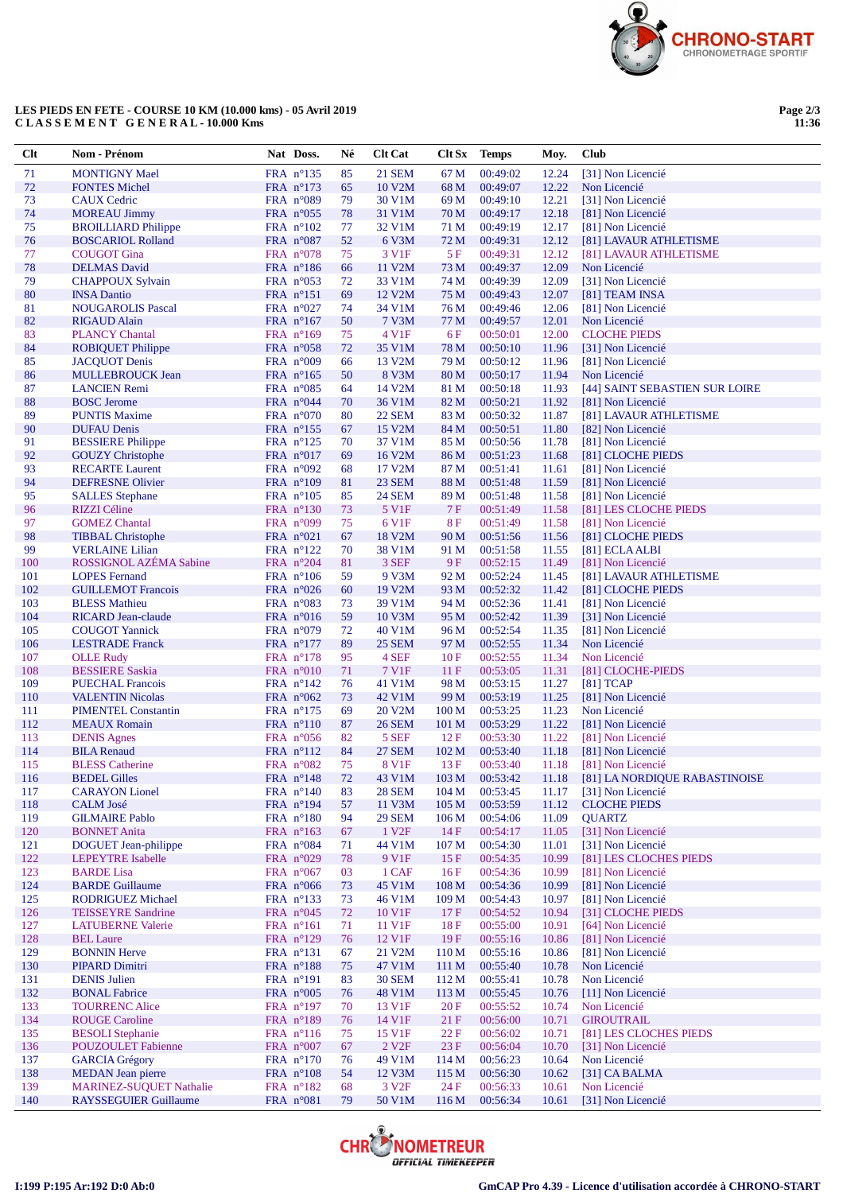**LES PIEDS EN FETE - COURSE 10 KM (10.000 kms) - 05 Avril 2019**
**C L A S S E M E N T   G E N E R A L - 10.000 Kms**

| Clt | Nom - Prénom | Nat | Doss. | Né | Clt Cat | Clt Sx | Temps | Moy. | Club |
|---|---|---|---|---|---|---|---|---|---|
| 71 | MONTIGNY Mael | FRA | n°135 | 85 | 21 SEM | 67 M | 00:49:02 | 12.24 | [31] Non Licencié |
| 72 | FONTES Michel | FRA | n°173 | 65 | 10 V2M | 68 M | 00:49:07 | 12.22 | Non Licencié |
| 73 | CAUX Cedric | FRA | n°089 | 79 | 30 V1M | 69 M | 00:49:10 | 12.21 | [31] Non Licencié |
| 74 | MOREAU Jimmy | FRA | n°055 | 78 | 31 V1M | 70 M | 00:49:17 | 12.18 | [81] Non Licencié |
| 75 | BROILLIARD Philippe | FRA | n°102 | 77 | 32 V1M | 71 M | 00:49:19 | 12.17 | [81] Non Licencié |
| 76 | BOSCARIOL Rolland | FRA | n°087 | 52 | 6 V3M | 72 M | 00:49:31 | 12.12 | [81] LAVAUR ATHLETISME |
| 77 | COUGOT Gina | FRA | n°078 | 75 | 3 V1F | 5 F | 00:49:31 | 12.12 | [81] LAVAUR ATHLETISME |
| 78 | DELMAS David | FRA | n°186 | 66 | 11 V2M | 73 M | 00:49:37 | 12.09 | Non Licencié |
| 79 | CHAPPOUX Sylvain | FRA | n°053 | 72 | 33 V1M | 74 M | 00:49:39 | 12.09 | [31] Non Licencié |
| 80 | INSA Dantio | FRA | n°151 | 69 | 12 V2M | 75 M | 00:49:43 | 12.07 | [81] TEAM INSA |
| 81 | NOUGAROLIS Pascal | FRA | n°027 | 74 | 34 V1M | 76 M | 00:49:46 | 12.06 | [81] Non Licencié |
| 82 | RIGAUD Alain | FRA | n°167 | 50 | 7 V3M | 77 M | 00:49:57 | 12.01 | Non Licencié |
| 83 | PLANCY Chantal | FRA | n°169 | 75 | 4 V1F | 6 F | 00:50:01 | 12.00 | CLOCHE PIEDS |
| 84 | ROBIQUET Philippe | FRA | n°058 | 72 | 35 V1M | 78 M | 00:50:10 | 11.96 | [31] Non Licencié |
| 85 | JACQUOT Denis | FRA | n°009 | 66 | 13 V2M | 79 M | 00:50:12 | 11.96 | [81] Non Licencié |
| 86 | MULLEBROUCK Jean | FRA | n°165 | 50 | 8 V3M | 80 M | 00:50:17 | 11.94 | Non Licencié |
| 87 | LANCIEN Remi | FRA | n°085 | 64 | 14 V2M | 81 M | 00:50:18 | 11.93 | [44] SAINT SEBASTIEN SUR LOIRE |
| 88 | BOSC Jerome | FRA | n°044 | 70 | 36 V1M | 82 M | 00:50:21 | 11.92 | [81] Non Licencié |
| 89 | PUNTIS Maxime | FRA | n°070 | 80 | 22 SEM | 83 M | 00:50:32 | 11.87 | [81] LAVAUR ATHLETISME |
| 90 | DUFAU Denis | FRA | n°155 | 67 | 15 V2M | 84 M | 00:50:51 | 11.80 | [82] Non Licencié |
| 91 | BESSIERE Philippe | FRA | n°125 | 70 | 37 V1M | 85 M | 00:50:56 | 11.78 | [81] Non Licencié |
| 92 | GOUZY Christophe | FRA | n°017 | 69 | 16 V2M | 86 M | 00:51:23 | 11.68 | [81] CLOCHE PIEDS |
| 93 | RECARTE Laurent | FRA | n°092 | 68 | 17 V2M | 87 M | 00:51:41 | 11.61 | [81] Non Licencié |
| 94 | DEFRESNE Olivier | FRA | n°109 | 81 | 23 SEM | 88 M | 00:51:48 | 11.59 | [81] Non Licencié |
| 95 | SALLES Stephane | FRA | n°105 | 85 | 24 SEM | 89 M | 00:51:48 | 11.58 | [81] Non Licencié |
| 96 | RIZZI Céline | FRA | n°130 | 73 | 5 V1F | 7 F | 00:51:49 | 11.58 | [81] LES CLOCHE PIEDS |
| 97 | GOMEZ Chantal | FRA | n°099 | 75 | 6 V1F | 8 F | 00:51:49 | 11.58 | [81] Non Licencié |
| 98 | TIBBAL Christophe | FRA | n°021 | 67 | 18 V2M | 90 M | 00:51:56 | 11.56 | [81] CLOCHE PIEDS |
| 99 | VERLAINE Lilian | FRA | n°122 | 70 | 38 V1M | 91 M | 00:51:58 | 11.55 | [81] ECLA ALBI |
| 100 | ROSSIGNOL AZÉMA Sabine | FRA | n°204 | 81 | 3 SEF | 9 F | 00:52:15 | 11.49 | [81] Non Licencié |
| 101 | LOPES Fernand | FRA | n°106 | 59 | 9 V3M | 92 M | 00:52:24 | 11.45 | [81] LAVAUR ATHLETISME |
| 102 | GUILLEMOT Francois | FRA | n°026 | 60 | 19 V2M | 93 M | 00:52:32 | 11.42 | [81] CLOCHE PIEDS |
| 103 | BLESS Mathieu | FRA | n°083 | 73 | 39 V1M | 94 M | 00:52:36 | 11.41 | [81] Non Licencié |
| 104 | RICARD Jean-claude | FRA | n°016 | 59 | 10 V3M | 95 M | 00:52:42 | 11.39 | [31] Non Licencié |
| 105 | COUGOT Yannick | FRA | n°079 | 72 | 40 V1M | 96 M | 00:52:54 | 11.35 | [81] Non Licencié |
| 106 | LESTRADE Franck | FRA | n°177 | 89 | 25 SEM | 97 M | 00:52:55 | 11.34 | Non Licencié |
| 107 | OLLE Rudy | FRA | n°178 | 95 | 4 SEF | 10 F | 00:52:55 | 11.34 | Non Licencié |
| 108 | BESSIERE Saskia | FRA | n°010 | 71 | 7 V1F | 11 F | 00:53:05 | 11.31 | [81] CLOCHE-PIEDS |
| 109 | PUECHAL Francois | FRA | n°142 | 76 | 41 V1M | 98 M | 00:53:15 | 11.27 | [81] TCAP |
| 110 | VALENTIN Nicolas | FRA | n°062 | 73 | 42 V1M | 99 M | 00:53:19 | 11.25 | [81] Non Licencié |
| 111 | PIMENTEL Constantin | FRA | n°175 | 69 | 20 V2M | 100 M | 00:53:25 | 11.23 | Non Licencié |
| 112 | MEAUX Romain | FRA | n°110 | 87 | 26 SEM | 101 M | 00:53:29 | 11.22 | [81] Non Licencié |
| 113 | DENIS Agnes | FRA | n°056 | 82 | 5 SEF | 12 F | 00:53:30 | 11.22 | [81] Non Licencié |
| 114 | BILA Renaud | FRA | n°112 | 84 | 27 SEM | 102 M | 00:53:40 | 11.18 | [81] Non Licencié |
| 115 | BLESS Catherine | FRA | n°082 | 75 | 8 V1F | 13 F | 00:53:40 | 11.18 | [81] Non Licencié |
| 116 | BEDEL Gilles | FRA | n°148 | 72 | 43 V1M | 103 M | 00:53:42 | 11.18 | [81] LA NORDIQUE RABASTINOISE |
| 117 | CARAYON Lionel | FRA | n°140 | 83 | 28 SEM | 104 M | 00:53:45 | 11.17 | [31] Non Licencié |
| 118 | CALM José | FRA | n°194 | 57 | 11 V3M | 105 M | 00:53:59 | 11.12 | CLOCHE PIEDS |
| 119 | GILMAIRE Pablo | FRA | n°180 | 94 | 29 SEM | 106 M | 00:54:06 | 11.09 | QUARTZ |
| 120 | BONNET Anita | FRA | n°163 | 67 | 1 V2F | 14 F | 00:54:17 | 11.05 | [31] Non Licencié |
| 121 | DOGUET Jean-philippe | FRA | n°084 | 71 | 44 V1M | 107 M | 00:54:30 | 11.01 | [31] Non Licencié |
| 122 | LEPEYTRE Isabelle | FRA | n°029 | 78 | 9 V1F | 15 F | 00:54:35 | 10.99 | [81] LES CLOCHES PIEDS |
| 123 | BARDE Lisa | FRA | n°067 | 03 | 1 CAF | 16 F | 00:54:36 | 10.99 | [81] Non Licencié |
| 124 | BARDE Guillaume | FRA | n°066 | 73 | 45 V1M | 108 M | 00:54:36 | 10.99 | [81] Non Licencié |
| 125 | RODRIGUEZ Michael | FRA | n°133 | 73 | 46 V1M | 109 M | 00:54:43 | 10.97 | [81] Non Licencié |
| 126 | TEISSEYRE Sandrine | FRA | n°045 | 72 | 10 V1F | 17 F | 00:54:52 | 10.94 | [31] CLOCHE PIEDS |
| 127 | LATUBERNE Valerie | FRA | n°161 | 71 | 11 V1F | 18 F | 00:55:00 | 10.91 | [64] Non Licencié |
| 128 | BEL Laure | FRA | n°129 | 76 | 12 V1F | 19 F | 00:55:16 | 10.86 | [81] Non Licencié |
| 129 | BONNIN Herve | FRA | n°131 | 67 | 21 V2M | 110 M | 00:55:16 | 10.86 | [81] Non Licencié |
| 130 | PIPARD Dimitri | FRA | n°188 | 75 | 47 V1M | 111 M | 00:55:40 | 10.78 | Non Licencié |
| 131 | DENIS Julien | FRA | n°191 | 83 | 30 SEM | 112 M | 00:55:41 | 10.78 | Non Licencié |
| 132 | BONAL Fabrice | FRA | n°005 | 76 | 48 V1M | 113 M | 00:55:45 | 10.76 | [11] Non Licencié |
| 133 | TOURRENC Alice | FRA | n°197 | 70 | 13 V1F | 20 F | 00:55:52 | 10.74 | Non Licencié |
| 134 | ROUGE Caroline | FRA | n°189 | 76 | 14 V1F | 21 F | 00:56:00 | 10.71 | GIROUTRAIL |
| 135 | BESOLI Stephanie | FRA | n°116 | 76 | 15 V1F | 22 F | 00:56:02 | 10.71 | [81] LES CLOCHES PIEDS |
| 136 | POUZOULET Fabienne | FRA | n°007 | 67 | 2 V2F | 23 F | 00:56:04 | 10.70 | [31] Non Licencié |
| 137 | GARCIA Grégory | FRA | n°170 | 76 | 49 V1M | 114 M | 00:56:23 | 10.64 | Non Licencié |
| 138 | MEDAN Jean pierre | FRA | n°108 | 54 | 12 V3M | 115 M | 00:56:30 | 10.62 | [31] CA BALMA |
| 139 | MARINEZ-SUQUET Nathalie | FRA | n°182 | 68 | 3 V2F | 24 F | 00:56:33 | 10.61 | Non Licencié |
| 140 | RAYSSEGUIER Guillaume | FRA | n°081 | 79 | 50 V1M | 116 M | 00:56:34 | 10.61 | [31] Non Licencié |

I:199 P:195 Ar:192 D:0 Ab:0

GmCAP Pro 4.39 - Licence d'utilisation accordée à CHRONO-START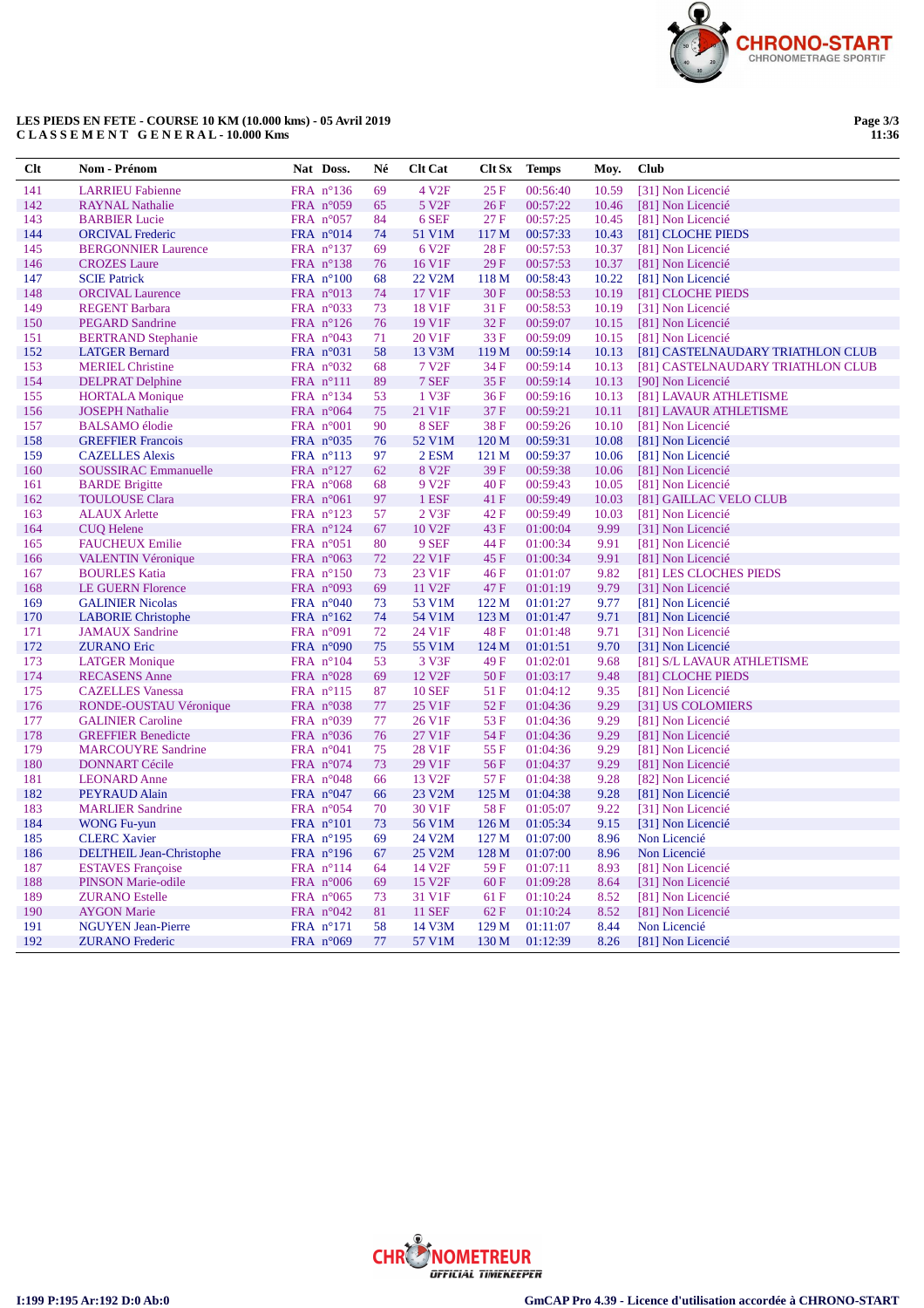**LES PIEDS EN FETE - COURSE 10 KM (10.000 kms) - 05 Avril 2019**
**C L A S S E M E N T G E N E R A L - 10.000 Kms**

| Clt | Nom - Prénom | Nat | Doss. | Né | Clt Cat | Clt Sx | Temps | Moy. | Club |
|---|---|---|---|---|---|---|---|---|---|
| 141 | LARRIEU Fabienne | FRA | n°136 | 69 | 4 V2F | 25 F | 00:56:40 | 10.59 | [31] Non Licencié |
| 142 | RAYNAL Nathalie | FRA | n°059 | 65 | 5 V2F | 26 F | 00:57:22 | 10.46 | [81] Non Licencié |
| 143 | BARBIER Lucie | FRA | n°057 | 84 | 6 SEF | 27 F | 00:57:25 | 10.45 | [81] Non Licencié |
| 144 | ORCIVAL Frederic | FRA | n°014 | 74 | 51 V1M | 117 M | 00:57:33 | 10.43 | [81] CLOCHE PIEDS |
| 145 | BERGONNIER Laurence | FRA | n°137 | 69 | 6 V2F | 28 F | 00:57:53 | 10.37 | [81] Non Licencié |
| 146 | CROZES Laure | FRA | n°138 | 76 | 16 V1F | 29 F | 00:57:53 | 10.37 | [81] Non Licencié |
| 147 | SCIE Patrick | FRA | n°100 | 68 | 22 V2M | 118 M | 00:58:43 | 10.22 | [81] Non Licencié |
| 148 | ORCIVAL Laurence | FRA | n°013 | 74 | 17 V1F | 30 F | 00:58:53 | 10.19 | [81] CLOCHE PIEDS |
| 149 | REGENT Barbara | FRA | n°033 | 73 | 18 V1F | 31 F | 00:58:53 | 10.19 | [31] Non Licencié |
| 150 | PEGARD Sandrine | FRA | n°126 | 76 | 19 V1F | 32 F | 00:59:07 | 10.15 | [81] Non Licencié |
| 151 | BERTRAND Stephanie | FRA | n°043 | 71 | 20 V1F | 33 F | 00:59:09 | 10.15 | [81] Non Licencié |
| 152 | LATGER Bernard | FRA | n°031 | 58 | 13 V3M | 119 M | 00:59:14 | 10.13 | [81] CASTELNAUDARY TRIATHLON CLUB |
| 153 | MERIEL Christine | FRA | n°032 | 68 | 7 V2F | 34 F | 00:59:14 | 10.13 | [81] CASTELNAUDARY TRIATHLON CLUB |
| 154 | DELPRAT Delphine | FRA | n°111 | 89 | 7 SEF | 35 F | 00:59:14 | 10.13 | [90] Non Licencié |
| 155 | HORTALA Monique | FRA | n°134 | 53 | 1 V3F | 36 F | 00:59:16 | 10.13 | [81] LAVAUR ATHLETISME |
| 156 | JOSEPH Nathalie | FRA | n°064 | 75 | 21 V1F | 37 F | 00:59:21 | 10.11 | [81] LAVAUR ATHLETISME |
| 157 | BALSAMO élodie | FRA | n°001 | 90 | 8 SEF | 38 F | 00:59:26 | 10.10 | [81] Non Licencié |
| 158 | GREFFIER Francois | FRA | n°035 | 76 | 52 V1M | 120 M | 00:59:31 | 10.08 | [81] Non Licencié |
| 159 | CAZELLES Alexis | FRA | n°113 | 97 | 2 ESM | 121 M | 00:59:37 | 10.06 | [81] Non Licencié |
| 160 | SOUSSIRAC Emmanuelle | FRA | n°127 | 62 | 8 V2F | 39 F | 00:59:38 | 10.06 | [81] Non Licencié |
| 161 | BARDE Brigitte | FRA | n°068 | 68 | 9 V2F | 40 F | 00:59:43 | 10.05 | [81] Non Licencié |
| 162 | TOULOUSE Clara | FRA | n°061 | 97 | 1 ESF | 41 F | 00:59:49 | 10.03 | [81] GAILLAC VELO CLUB |
| 163 | ALAUX Arlette | FRA | n°123 | 57 | 2 V3F | 42 F | 00:59:49 | 10.03 | [81] Non Licencié |
| 164 | CUQ Helene | FRA | n°124 | 67 | 10 V2F | 43 F | 01:00:04 | 9.99 | [31] Non Licencié |
| 165 | FAUCHEUX Emilie | FRA | n°051 | 80 | 9 SEF | 44 F | 01:00:34 | 9.91 | [81] Non Licencié |
| 166 | VALENTIN Véronique | FRA | n°063 | 72 | 22 V1F | 45 F | 01:00:34 | 9.91 | [81] Non Licencié |
| 167 | BOURLES Katia | FRA | n°150 | 73 | 23 V1F | 46 F | 01:01:07 | 9.82 | [81] LES CLOCHES PIEDS |
| 168 | LE GUERN Florence | FRA | n°093 | 69 | 11 V2F | 47 F | 01:01:19 | 9.79 | [31] Non Licencié |
| 169 | GALINIER Nicolas | FRA | n°040 | 73 | 53 V1M | 122 M | 01:01:27 | 9.77 | [81] Non Licencié |
| 170 | LABORIE Christophe | FRA | n°162 | 74 | 54 V1M | 123 M | 01:01:47 | 9.71 | [81] Non Licencié |
| 171 | JAMAUX Sandrine | FRA | n°091 | 72 | 24 V1F | 48 F | 01:01:48 | 9.71 | [31] Non Licencié |
| 172 | ZURANO Eric | FRA | n°090 | 75 | 55 V1M | 124 M | 01:01:51 | 9.70 | [31] Non Licencié |
| 173 | LATGER Monique | FRA | n°104 | 53 | 3 V3F | 49 F | 01:02:01 | 9.68 | [81] S/L LAVAUR ATHLETISME |
| 174 | RECASENS Anne | FRA | n°028 | 69 | 12 V2F | 50 F | 01:03:17 | 9.48 | [81] CLOCHE PIEDS |
| 175 | CAZELLES Vanessa | FRA | n°115 | 87 | 10 SEF | 51 F | 01:04:12 | 9.35 | [81] Non Licencié |
| 176 | RONDE-OUSTAU Véronique | FRA | n°038 | 77 | 25 V1F | 52 F | 01:04:36 | 9.29 | [31] US COLOMIERS |
| 177 | GALINIER Caroline | FRA | n°039 | 77 | 26 V1F | 53 F | 01:04:36 | 9.29 | [81] Non Licencié |
| 178 | GREFFIER Benedicte | FRA | n°036 | 76 | 27 V1F | 54 F | 01:04:36 | 9.29 | [81] Non Licencié |
| 179 | MARCOUYRE Sandrine | FRA | n°041 | 75 | 28 V1F | 55 F | 01:04:36 | 9.29 | [81] Non Licencié |
| 180 | DONNART Cécile | FRA | n°074 | 73 | 29 V1F | 56 F | 01:04:37 | 9.29 | [81] Non Licencié |
| 181 | LEONARD Anne | FRA | n°048 | 66 | 13 V2F | 57 F | 01:04:38 | 9.28 | [82] Non Licencié |
| 182 | PEYRAUD Alain | FRA | n°047 | 66 | 23 V2M | 125 M | 01:04:38 | 9.28 | [81] Non Licencié |
| 183 | MARLIER Sandrine | FRA | n°054 | 70 | 30 V1F | 58 F | 01:05:07 | 9.22 | [31] Non Licencié |
| 184 | WONG Fu-yun | FRA | n°101 | 73 | 56 V1M | 126 M | 01:05:34 | 9.15 | [31] Non Licencié |
| 185 | CLERC Xavier | FRA | n°195 | 69 | 24 V2M | 127 M | 01:07:00 | 8.96 | Non Licencié |
| 186 | DELTHEIL Jean-Christophe | FRA | n°196 | 67 | 25 V2M | 128 M | 01:07:00 | 8.96 | Non Licencié |
| 187 | ESTAVES Françoise | FRA | n°114 | 64 | 14 V2F | 59 F | 01:07:11 | 8.93 | [81] Non Licencié |
| 188 | PINSON Marie-odile | FRA | n°006 | 69 | 15 V2F | 60 F | 01:09:28 | 8.64 | [31] Non Licencié |
| 189 | ZURANO Estelle | FRA | n°065 | 73 | 31 V1F | 61 F | 01:10:24 | 8.52 | [81] Non Licencié |
| 190 | AYGON Marie | FRA | n°042 | 81 | 11 SEF | 62 F | 01:10:24 | 8.52 | [81] Non Licencié |
| 191 | NGUYEN Jean-Pierre | FRA | n°171 | 58 | 14 V3M | 129 M | 01:11:07 | 8.44 | Non Licencié |
| 192 | ZURANO Frederic | FRA | n°069 | 77 | 57 V1M | 130 M | 01:12:39 | 8.26 | [81] Non Licencié |

I:199 P:195 Ar:192 D:0 Ab:0